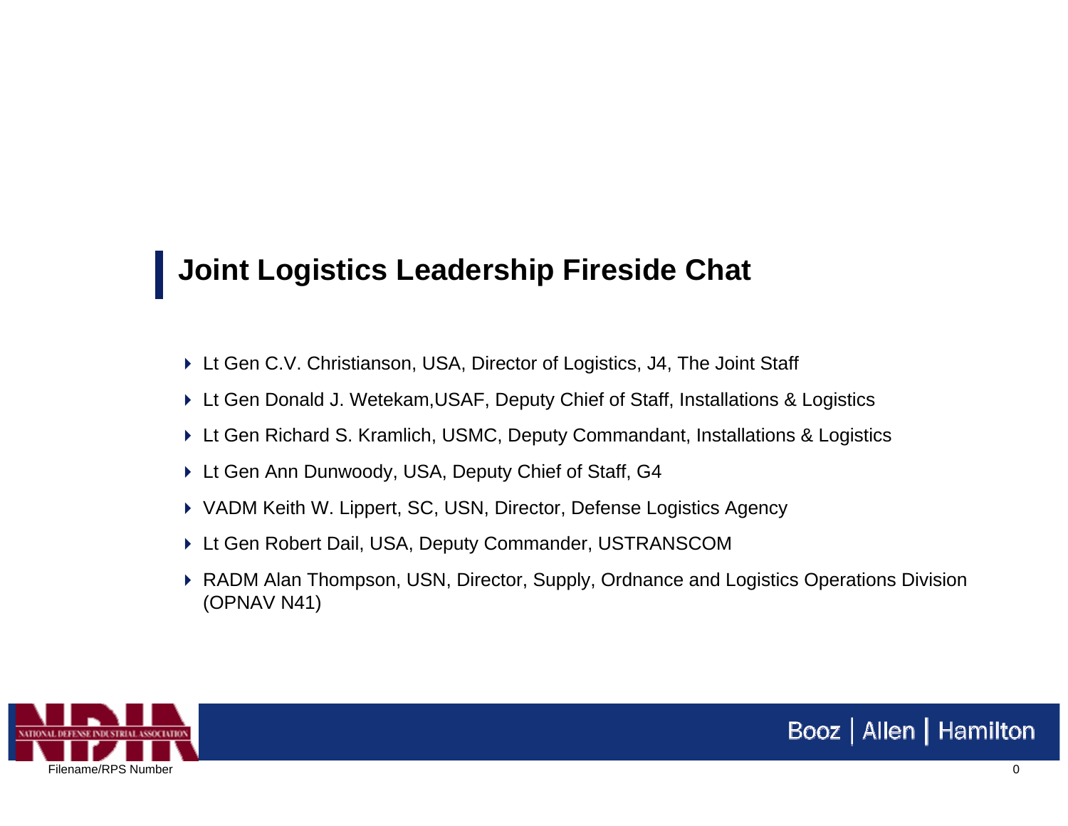# Joint Logistics Leadership Fireside Chat

- Lt Gen C.V. Christianson, USA, Director of Logistics, J4, The Joint Staff
- Lt Gen Donald J. Wetekam,USAF, Deputy Chief of Staff, Installations & Logistics
- Lt Gen Richard S. Kramlich, USMC, Deputy Commandant, Installations & Logistics
- Lt Gen Ann Dunwoody, USA, Deputy Chief of Staff, G4
- VADM Keith W. Lippert, SC, USN, Director, Defense Logistics Agency
- Lt Gen Robert Dail, USA, Deputy Commander, USTRANSCOM
- RADM Alan Thompson, USN, Director, Supply, Ordnance and Logistics Operations Division (OPNAV N41)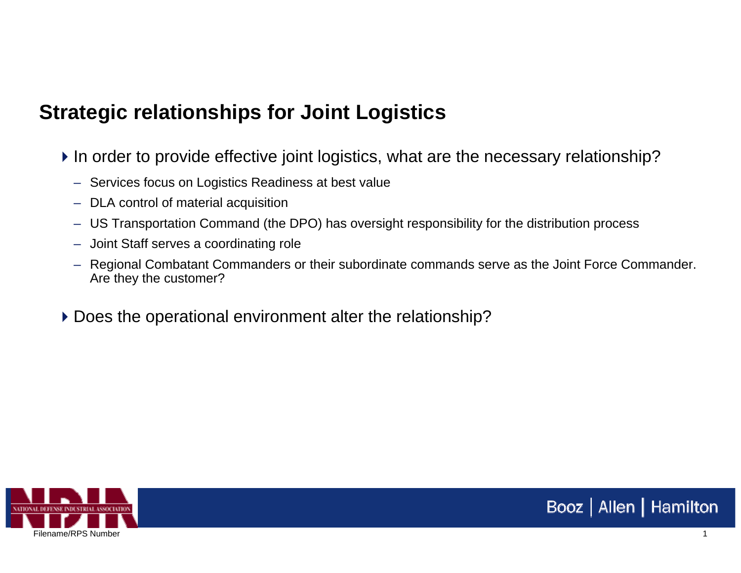## Strategic relationships for Joint Logistics

- In order to provide effective joint logistics, what are the necessary relationship?
  - Services focus on Logistics Readiness at best value
  - DLA control of material acquisition
  - US Transportation Command (the DPO) has oversight responsibility for the distribution process
  - Joint Staff serves a coordinating role
  - Regional Combatant Commanders or their subordinate commands serve as the Joint Force Commander. Are they the customer?
- Does the operational environment alter the relationship?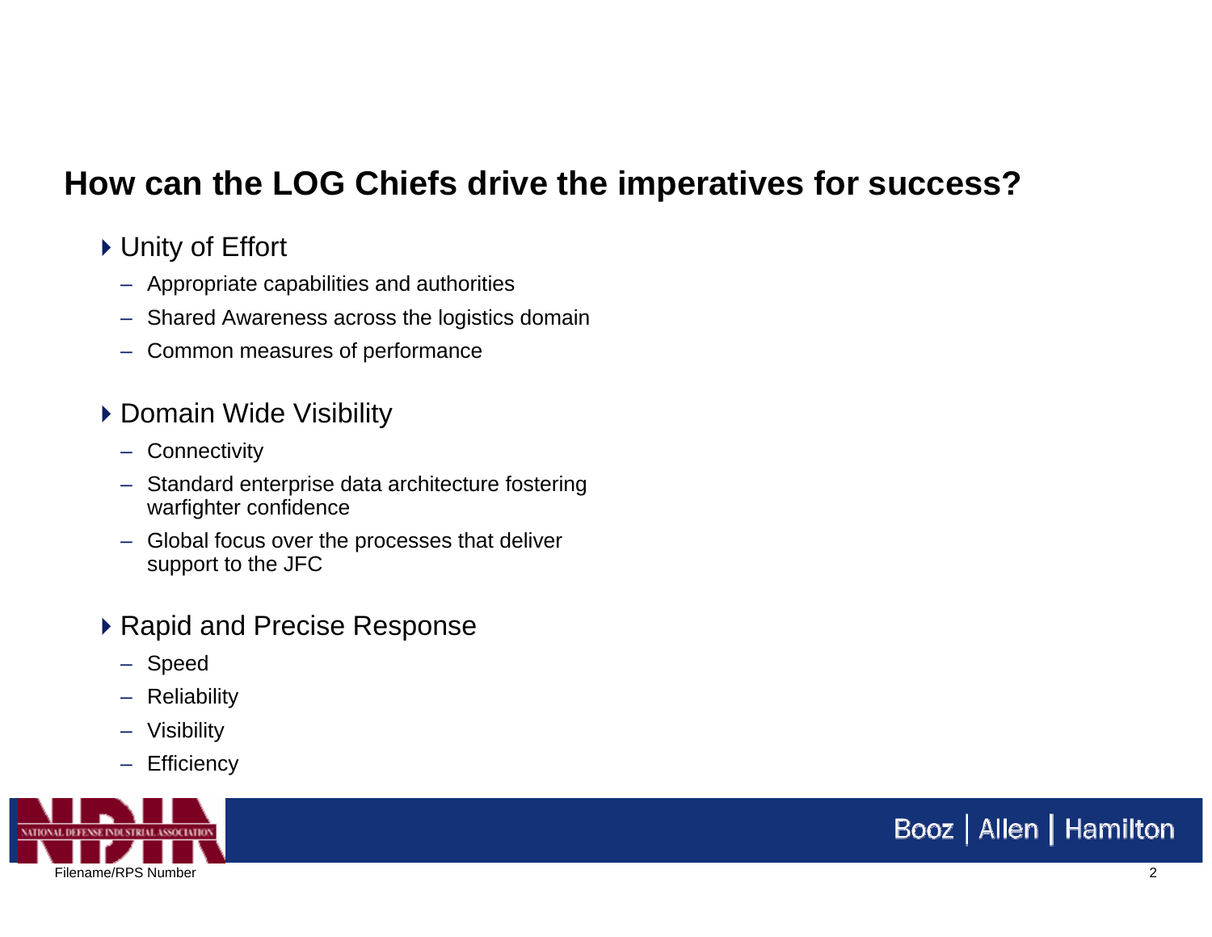## How can the LOG Chiefs drive the imperatives for success?

- Unity of Effort
  - Appropriate capabilities and authorities
  - Shared Awareness across the logistics domain
  - Common measures of performance
- Domain Wide Visibility
  - Connectivity
  - Standard enterprise data architecture fostering warfighter confidence
  - Global focus over the processes that deliver support to the JFC
- Rapid and Precise Response
  - Speed
  - Reliability
  - Visibility
  - Efficiency